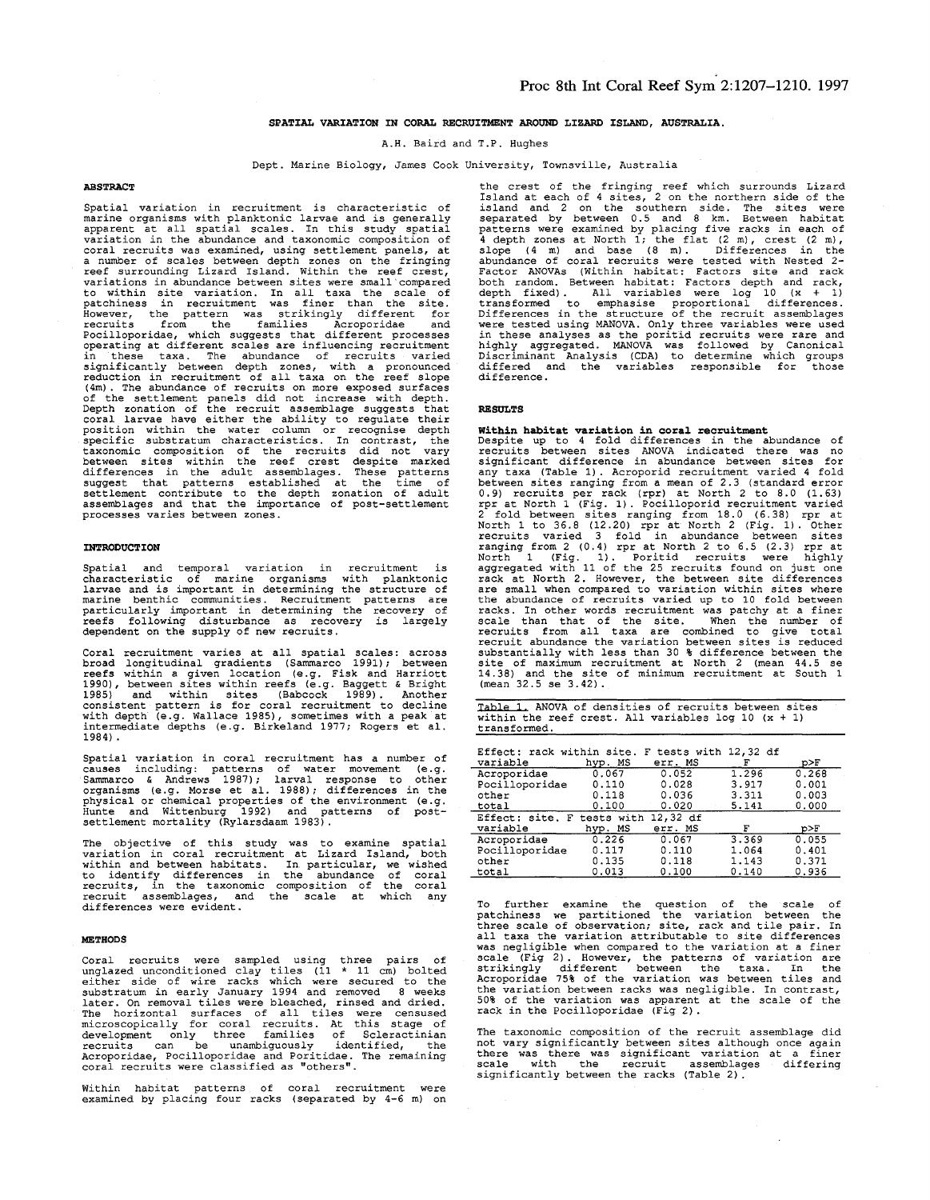# SPATIAL VARIATION IN CORAL RECRUITMENT AROUND LIZARD ISLAND, AUSTRALIA.

A.H. Baird and T.P. Hughes

Dept. Marine Biology, James Cook University, Townsville, Australia

## ABSTRACT

Spatial variation in recruitment is characteristic of marine organisms with planktonic larvae and is generally apparent at all spatial scales. In this study spatial variation in the abundance and taxonomic composition of coral recruits was examined, using settlement panels, at a number of scales between depth zones on the fringing reef surrounding Lizard Island. Within the reef crest, variations in abundance between sites were small compared to within site variation. In all taxa the scale of patchiness in recruitment was finer than the site. However, the pattern was strikingly different for recruits from the families Acroporidae and Pocilloporidae, which suggests that different processes operating at different scales are influencing recruitment in these taxa. The abundance of recruits varied significantly between depth zones, with a pronounced reduction in recruitment of all taxa on the reef slope (4m). The abundance of recruits on more exposed surfaces of the settlement panels did not increase with depth. Depth zonation of the recruit assemblage suggests that coral larvae have either the ability to regulate their position within the water column or recognise depth specific substratum characteristics. In contrast, the taxonomic composition of the recruits did not vary between sites within the reef crest despite marked differences in the adult assemblages. These patterns suggest that patterns established at the time of settlement contribute to the depth zonation of adult assemblages and that the importance of post-settlement processes varies between zones.

## INTRODUCTION

Spatial and temporal variation in recruitment is characteristic of marine organisms with planktonic larvae and is important in determining the structure of marine benthic communities. Recruitment patterns are particularly important in determining the recovery of reefs following disturbance as recovery is largely dependent on the supply of new recruits.

Coral recruitment varies at all spatial scales: across broad longitudinal gradients (Sammarco 1991); between reefs within a given location (e.g. Fisk and Harriott 1990), between sites within reefs (e.g. Baggett & Bright 1985) and within sites (Babcock 1989). Another consistent pattern is for coral recruitment to decline with depth (e.g. Wallace 1985), sometimes with a peak at intermediate depths (e.g. Birkeland 1977; Rogers et al. 1984).

Spatial variation in coral recruitment has a number of causes including: patterns of water movement (e.g. Sammarco & Andrews 1987); larval response to other organisms (e.g. Morse et al. 1988); differences in the physical or chemical properties of the environment (e.g. Hunte and Wittenburg 1992) and patterns of post-settlement mortality (Rylarsdaam 1983).

The objective of this study was to examine spatial variation in coral recruitment at Lizard Island, both within and between habitats. In particular, we wished to identify differences in the abundance of coral recruits, in the taxonomic composition of the coral recruit assemblages, and the scale at which any differences were evident.

## METHODS

Coral recruits were sampled using three pairs of unglazed unconditioned clay tiles (11 * 11 cm) bolted either side of wire racks which were secured to the substratum in early January 1994 and removed 8 weeks later. On removal tiles were bleached, rinsed and dried. The horizontal surfaces of all tiles were censused microscopically for coral recruits. At this stage of development only three families of Scleractinian recruits can be unambiguously identified, the Acroporidae, Pocilloporidae and Poritidae. The remaining coral recruits were classified as "others".

Within habitat patterns of coral recruitment were examined by placing four racks (separated by 4-6 m) on the crest of the fringing reef which surrounds Lizard Island at each of 4 sites, 2 on the northern side of the island and 2 on the southern side. The sites were separated by between 0.5 and 8 km. Between habitat patterns were examined by placing five racks in each of 4 depth zones at North 1; the flat (2 m), crest (2 m), slope (4 m) and base (8 m). Differences in the abundance of coral recruits were tested with Nested 2-Factor ANOVAs (Within habitat: Factors site and rack both random. Between habitat: Factors depth and rack, depth fixed). All variables were log 10 (x + 1) transformed to emphasise proportional differences. Differences in the structure of the recruit assemblages were tested using MANOVA. Only three variables were used in these analyses as the poritid recruits were rare and highly aggregated. MANOVA was followed by Canonical Discriminant Analysis (CDA) to determine which groups differed and the variables responsible for those difference.

## RESULTS

### Within habitat variation in coral recruitment

Despite up to 4 fold differences in the abundance of recruits between sites ANOVA indicated there was no significant difference in abundance between sites for any taxa (Table 1). Acroporid recruitment varied 4 fold between sites ranging from a mean of 2.3 (standard error 0.9) recruits per rack (rpr) at North 2 to 8.0 (1.63) rpr at North 1 (Fig. 1). Pocilloporid recruitment varied 2 fold between sites ranging from 18.0 (6.38) rpr at North 1 to 36.8 (12.20) rpr at North 2 (Fig. 1). Other recruits varied 3 fold in abundance between sites ranging from 2 (0.4) rpr at North 2 to 6.5 (2.3) rpr at North 1 (Fig. 1). Poritid recruits were highly aggregated with 11 of the 25 recruits found on just one rack at North 2. However, the between site differences are small when compared to variation within sites where the abundance of recruits varied up to 10 fold between racks. In other words recruitment was patchy at a finer scale than that of the site. When the number of recruits from all taxa are combined to give total recruit abundance the variation between sites is reduced substantially with less than 30 % difference between the site of maximum recruitment at North 2 (mean 44.5 se 14.38) and the site of minimum recruitment at South 1 (mean 32.5 se 3.42).

Table 1. ANOVA of densities of recruits between sites within the reef crest. All variables log 10 (x + 1) transformed.

| Effect: rack within site. F tests with 12,32 df | | | | |
|---|---|---|---|---|
| variable | hyp. MS | err. MS | F | p>F |
| Acroporidae | 0.067 | 0.052 | 1.296 | 0.268 |
| Pocilloporidae | 0.110 | 0.028 | 3.917 | 0.001 |
| other | 0.118 | 0.036 | 3.311 | 0.003 |
| total | 0.100 | 0.020 | 5.141 | 0.000 |
| **Effect: site. F tests with 12,32 df** | | | | |
| variable | hyp. MS | err. MS | F | p>F |
| Acroporidae | 0.226 | 0.067 | 3.369 | 0.055 |
| Pocilloporidae | 0.117 | 0.110 | 1.064 | 0.401 |
| other | 0.135 | 0.118 | 1.143 | 0.371 |
| total | 0.013 | 0.100 | 0.140 | 0.936 |

To further examine the question of the scale of patchiness we partitioned the variation between the three scale of observation; site, rack and tile pair. In all taxa the variation attributable to site differences was negligible when compared to the variation at a finer scale (Fig 2). However, the patterns of variation are strikingly different between the taxa. In the Acroporidae 75% of the variation was between tiles and the variation between racks was negligible. In contrast, 50% of the variation was apparent at the scale of the rack in the Pocilloporidae (Fig 2).

The taxonomic composition of the recruit assemblage did not vary significantly between sites although once again there was there was significant variation at a finer scale with the recruit assemblages differing significantly between the racks (Table 2).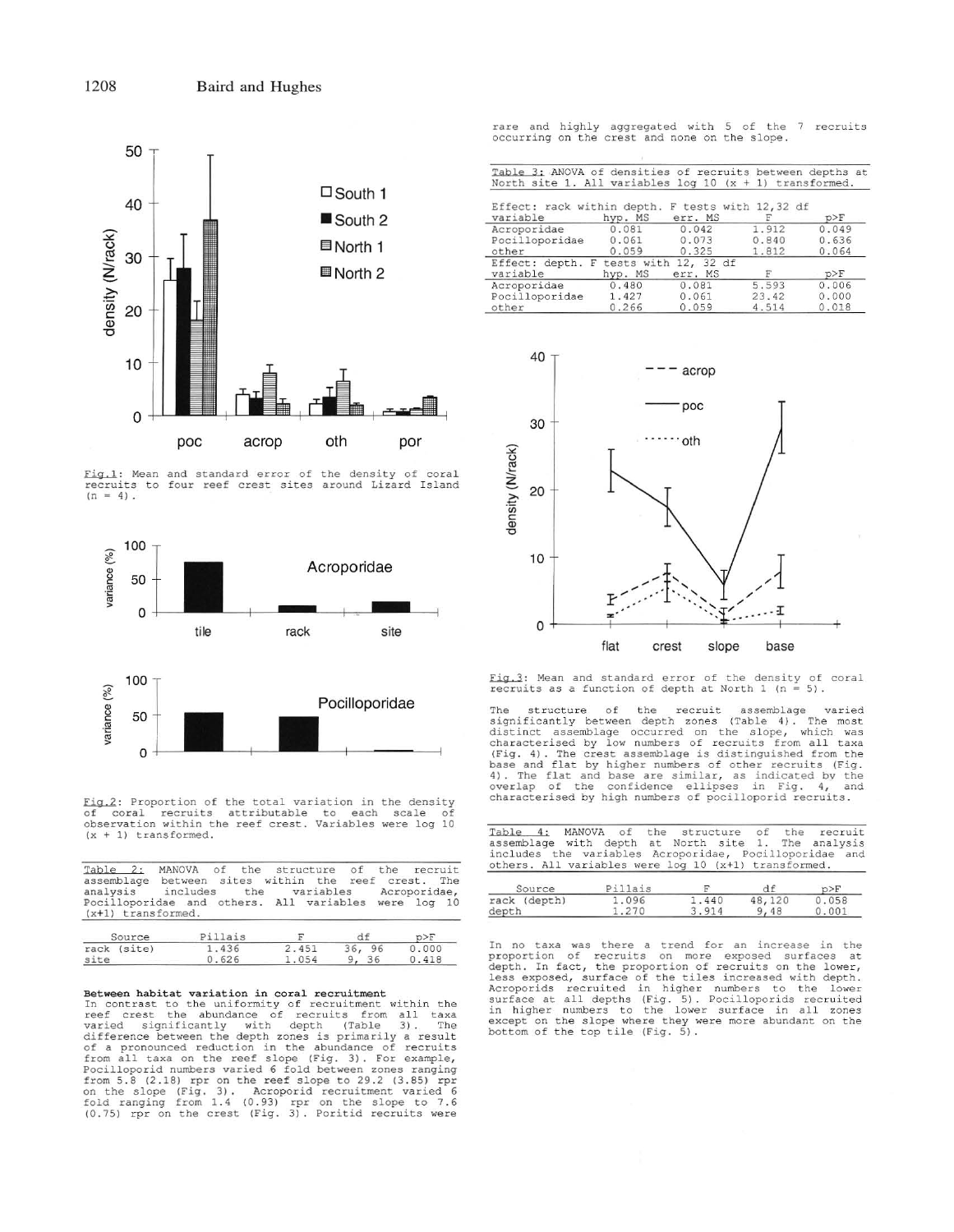Fig.1: Mean and standard error of the density of coral recruits to four reef crest sites around Lizard Island (n = 4).

Fig.2: Proportion of the total variation in the density of coral recruits attributable to each scale of observation within the reef crest. Variables were log 10 (x + 1) transformed.

Table 2: MANOVA of the structure of the recruit assemblage between sites within the reef crest. The analysis includes the variables Acroporidae, Pocilloporidae and others. All variables were log 10 (x+1) transformed.

| Source | Pillais | F | df | p>F |
|---|---|---|---|---|
| rack (site) | 1.436 | 2.451 | 36, 96 | 0.000 |
| site | 0.626 | 1.054 | 9, 36 | 0.418 |

### Between habitat variation in coral recruitment

In contrast to the uniformity of recruitment within the reef crest the abundance of recruits from all taxa varied significantly with depth (Table 3). The difference between the depth zones is primarily a result of a pronounced reduction in the abundance of recruits from all taxa on the reef slope (Fig. 3). For example, Pocilloporid numbers varied 6 fold between zones ranging from 5.8 (2.18) rpr on the reef slope to 29.2 (3.85) rpr on the slope (Fig. 3). Acroporid recruitment varied 6 fold ranging from 1.4 (0.93) rpr on the slope to 7.6 (0.75) rpr on the crest (Fig. 3). Poritid recruits were rare and highly aggregated with 5 of the 7 recruits occurring on the crest and none on the slope.

Table 3: ANOVA of densities of recruits between depths at North site 1. All variables log 10 (x + 1) transformed.

| variable | hyp. MS | err. MS | F | p>F |
|---|---|---|---|---|
| Effect: rack within depth. F tests with 12,32 df | | | | |
| Acroporidae | 0.081 | 0.042 | 1.912 | 0.049 |
| Pocilloporidae | 0.061 | 0.073 | 0.840 | 0.636 |
| other | 0.059 | 0.325 | 1.812 | 0.064 |
| Effect: depth. F tests with 12, 32 df | | | | |
| Acroporidae | 0.480 | 0.081 | 5.593 | 0.006 |
| Pocilloporidae | 1.427 | 0.061 | 23.42 | 0.000 |
| other | 0.266 | 0.059 | 4.514 | 0.018 |

Fig.3: Mean and standard error of the density of coral recruits as a function of depth at North 1 (n = 5).

The structure of the recruit assemblage varied significantly between depth zones (Table 4). The most distinct assemblage occurred on the slope, which was characterised by low numbers of recruits from all taxa (Fig. 4). The crest assemblage is distinguished from the base and flat by higher numbers of other recruits (Fig. 4). The flat and base are similar, as indicated by the overlap of the confidence ellipses in Fig. 4, and characterised by high numbers of pocilloporid recruits.

Table 4: MANOVA of the structure of the recruit assemblage with depth at North site 1. The analysis includes the variables Acroporidae, Pocilloporidae and others. All variables were log 10 (x+1) transformed.

| Source | Pillais | F | df | p>F |
|---|---|---|---|---|
| rack (depth) | 1.096 | 1.440 | 48,120 | 0.058 |
| depth | 1.270 | 3.914 | 9,48 | 0.001 |

In no taxa was there a trend for an increase in the proportion of recruits on more exposed surfaces at depth. In fact, the proportion of recruits on the lower, less exposed, surface of the tiles increased with depth. Acroporids recruited in higher numbers to the lower surface at all depths (Fig. 5). Pocilloporids recruited in higher numbers to the lower surface in all zones except on the slope where they were more abundant on the bottom of the top tile (Fig. 5).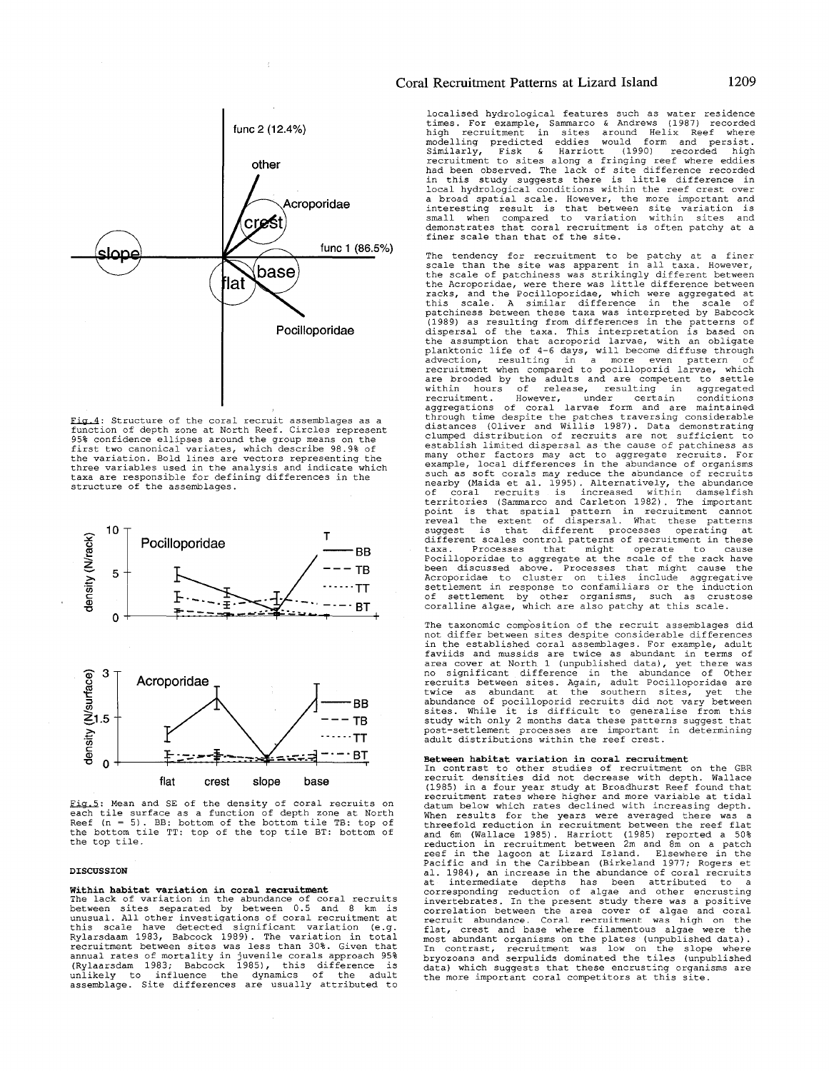Fig.4: Structure of the coral recruit assemblages as a function of depth zone at North Reef. Circles represent 95% confidence ellipses around the group means on the first two canonical variates, which describe 98.9% of the variation. Bold lines are vectors representing the three variables used in the analysis and indicate which taxa are responsible for defining differences in the structure of the assemblages.

Fig.5: Mean and SE of the density of coral recruits on each tile surface as a function of depth zone at North Reef (n = 5). BB: bottom of the bottom tile TB: top of the bottom tile TT: top of the top tile BT: bottom of the top tile.

## DISCUSSION

### Within habitat variation in coral recruitment

The lack of variation in the abundance of coral recruits between sites separated by between 0.5 and 8 km is unusual. All other investigations of coral recruitment at this scale have detected significant variation (e.g. Rylarsdaam 1983, Babcock 1989). The variation in total recruitment between sites was less than 30%. Given that annual rates of mortality in juvenile corals approach 95% (Rylaarsdam 1983; Babcock 1985), this difference is unlikely to influence the dynamics of the adult assemblage. Site differences are usually attributed to localised hydrological features such as water residence times. For example, Sammarco & Andrews (1987) recorded high recruitment in sites around Helix Reef where modelling predicted eddies would form and persist. Similarly, Fisk & Harriott (1990) recorded high recruitment to sites along a fringing reef where eddies had been observed. The lack of site difference recorded in this study suggests there is little difference in local hydrological conditions within the reef crest over a broad spatial scale. However, the more important and interesting result is that between site variation is small when compared to variation within sites and demonstrates that coral recruitment is often patchy at a finer scale than that of the site.

The tendency for recruitment to be patchy at a finer scale than the site was apparent in all taxa. However, the scale of patchiness was strikingly different between the Acroporidae, were there was little difference between racks, and the Pocilloporidae, which were aggregated at this scale. A similar difference in the scale of patchiness between these taxa was interpreted by Babcock (1989) as resulting from differences in the patterns of dispersal of the taxa. This interpretation is based on the assumption that acroporid larvae, with an obligate planktonic life of 4-6 days, will become diffuse through advection, resulting in a more even pattern of recruitment when compared to pocilloporid larvae, which are brooded by the adults and are competent to settle within hours of release, resulting in aggregated recruitment. However, under certain conditions aggregations of coral larvae form and are maintained through time despite the patches traversing considerable distances (Oliver and Willis 1987). Data demonstrating clumped distribution of recruits are not sufficient to establish limited dispersal as the cause of patchiness as many other factors may act to aggregate recruits. For example, local differences in the abundance of organisms such as soft corals may reduce the abundance of recruits nearby (Maida et al. 1995). Alternatively, the abundance of coral recruits is increased within damselfish territories (Sammarco and Carleton 1982). The important point is that spatial pattern in recruitment cannot reveal the extent of dispersal. What these patterns suggest is that different processes operating at different scales control patterns of recruitment in these taxa. Processes that might operate to cause Pocilloporidae to aggregate at the scale of the rack have been discussed above. Processes that might cause the Acroporidae to cluster on tiles include aggregative settlement in response to confamiliars or the induction of settlement by other organisms, such as crustose coralline algae, which are also patchy at this scale.

The taxonomic composition of the recruit assemblages did not differ between sites despite considerable differences in the established coral assemblages. For example, adult faviids and mussids are twice as abundant in terms of area cover at North 1 (unpublished data), yet there was no significant difference in the abundance of Other recruits between sites. Again, adult Pocilloporidae are twice as abundant at the southern sites, yet the abundance of pocilloporid recruits did not vary between sites. While it is difficult to generalise from this study with only 2 months data these patterns suggest that post-settlement processes are important in determining adult distributions within the reef crest.

### Between habitat variation in coral recruitment

In contrast to other studies of recruitment on the GBR recruit densities did not decrease with depth. Wallace (1985) in a four year study at Broadhurst Reef found that recruitment rates where higher and more variable at tidal datum below which rates declined with increasing depth. When results for the years were averaged there was a threefold reduction in recruitment between the reef flat and 6m (Wallace 1985). Harriott (1985) reported a 50% reduction in recruitment between 2m and 8m on a patch reef in the lagoon at Lizard Island. Elsewhere in the Pacific and in the Caribbean (Birkeland 1977; Rogers et al. 1984), an increase in the abundance of coral recruits at intermediate depths has been attributed to a corresponding reduction of algae and other encrusting invertebrates. In the present study there was a positive correlation between the area cover of algae and coral recruit abundance. Coral recruitment was high on the flat, crest and base where filamentous algae were the most abundant organisms on the plates (unpublished data). In contrast, recruitment was low on the slope where bryozoans and serpulids dominated the tiles (unpublished data) which suggests that these encrusting organisms are the more important coral competitors at this site.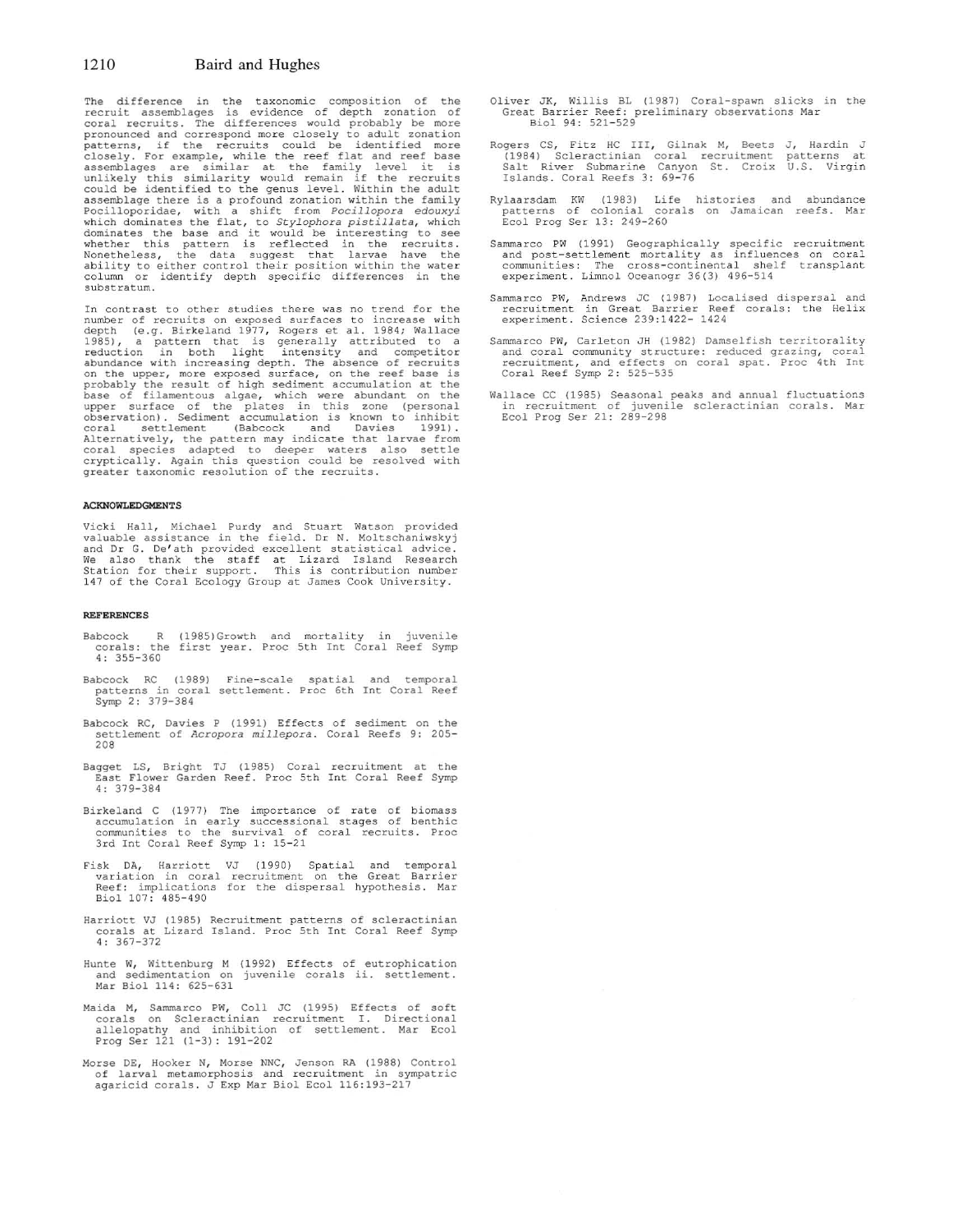The difference in the taxonomic composition of the recruit assemblages is evidence of depth zonation of coral recruits. The differences would probably be more pronounced and correspond more closely to adult zonation patterns, if the recruits could be identified more closely. For example, while the reef flat and reef base assemblages are similar at the family level it is unlikely this similarity would remain if the recruits could be identified to the genus level. Within the adult assemblage there is a profound zonation within the family Pocilloporidae, with a shift from *Pocillopora edouxyi* which dominates the flat, to *Stylophora pistillata*, which dominates the base and it would be interesting to see whether this pattern is reflected in the recruits. Nonetheless, the data suggest that larvae have the ability to either control their position within the water column or identify depth specific differences in the substratum.

In contrast to other studies there was no trend for the number of recruits on exposed surfaces to increase with depth (e.g. Birkeland 1977, Rogers et al. 1984; Wallace 1985), a pattern that is generally attributed to a reduction in both light intensity and competitor abundance with increasing depth. The absence of recruits on the upper, more exposed surface, on the reef base is probably the result of high sediment accumulation at the base of filamentous algae, which were abundant on the upper surface of the plates in this zone (personal observation). Sediment accumulation is known to inhibit coral settlement (Babcock and Davies 1991). Alternatively, the pattern may indicate that larvae from coral species adapted to deeper waters also settle cryptically. Again this question could be resolved with greater taxonomic resolution of the recruits.

## ACKNOWLEDGMENTS

Vicki Hall, Michael Purdy and Stuart Watson provided valuable assistance in the field. Dr N. Moltschaniwskyj and Dr G. De'ath provided excellent statistical advice. We also thank the staff at Lizard Island Research Station for their support. This is contribution number 147 of the Coral Ecology Group at James Cook University.

## REFERENCES

Babcock R (1985)Growth and mortality in juvenile corals: the first year. Proc 5th Int Coral Reef Symp 4: 355-360

Babcock RC (1989) Fine-scale spatial and temporal patterns in coral settlement. Proc 6th Int Coral Reef Symp 2: 379-384

Babcock RC, Davies P (1991) Effects of sediment on the settlement of *Acropora millepora*. Coral Reefs 9: 205-208

Bagget LS, Bright TJ (1985) Coral recruitment at the East Flower Garden Reef. Proc 5th Int Coral Reef Symp 4: 379-384

Birkeland C (1977) The importance of rate of biomass accumulation in early successional stages of benthic communities to the survival of coral recruits. Proc 3rd Int Coral Reef Symp 1: 15-21

Fisk DA, Harriott VJ (1990) Spatial and temporal variation in coral recruitment on the Great Barrier Reef: implications for the dispersal hypothesis. Mar Biol 107: 485-490

Harriott VJ (1985) Recruitment patterns of scleractinian corals at Lizard Island. Proc 5th Int Coral Reef Symp 4: 367-372

Hunte W, Wittenburg M (1992) Effects of eutrophication and sedimentation on juvenile corals ii. settlement. Mar Biol 114: 625-631

Maida M, Sammarco PW, Coll JC (1995) Effects of soft corals on Scleractinian recruitment I. Directional allelopathy and inhibition of settlement. Mar Ecol Prog Ser 121 (1-3): 191-202

Morse DE, Hooker N, Morse NNC, Jenson RA (1988) Control of larval metamorphosis and recruitment in sympatric agaricid corals. J Exp Mar Biol Ecol 116:193-217

Oliver JK, Willis BL (1987) Coral-spawn slicks in the Great Barrier Reef: preliminary observations Mar Biol 94: 521-529

Rogers CS, Fitz HC III, Gilnak M, Beets J, Hardin J (1984) Scleractinian coral recruitment patterns at Salt River Submarine Canyon St. Croix U.S. Virgin Islands. Coral Reefs 3: 69-76

Rylaarsdam KW (1983) Life histories and abundance patterns of colonial corals on Jamaican reefs. Mar Ecol Prog Ser 13: 249-260

Sammarco PW (1991) Geographically specific recruitment and post-settlement mortality as influences on coral communities: The cross-continental shelf transplant experiment. Limnol Oceanogr 36(3) 496-514

Sammarco PW, Andrews JC (1987) Localised dispersal and recruitment in Great Barrier Reef corals: the Helix experiment. Science 239:1422- 1424

Sammarco PW, Carleton JH (1982) Damselfish territorality and coral community structure: reduced grazing, coral recruitment, and effects on coral spat. Proc 4th Int Coral Reef Symp 2: 525-535

Wallace CC (1985) Seasonal peaks and annual fluctuations in recruitment of juvenile scleractinian corals. Mar Ecol Prog Ser 21: 289-298